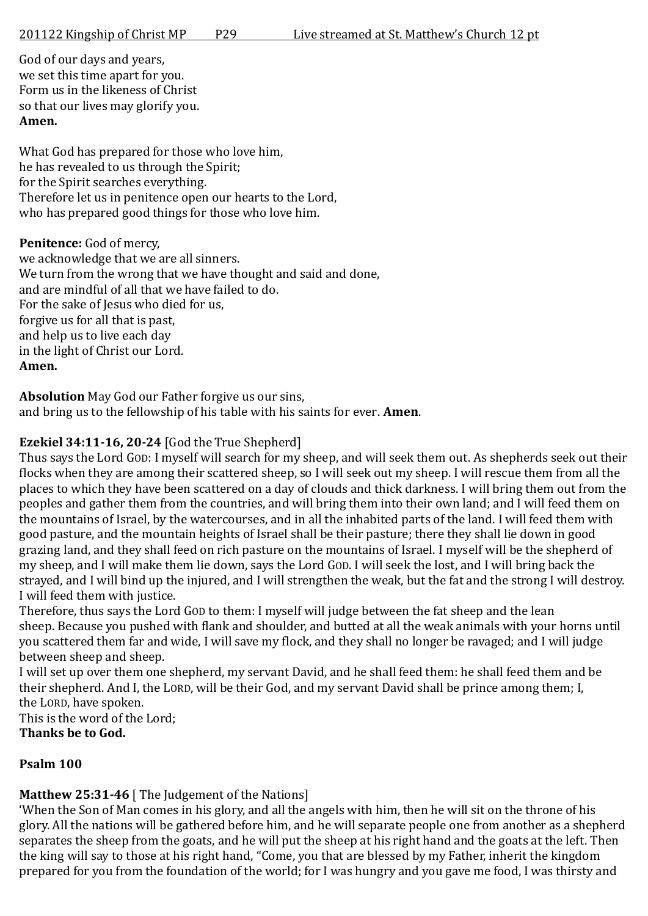201122 Kingship of Christ MP P29 Live streamed at St. Matthew's Church 12 pt

God of our days and years,
we set this time apart for you.
Form us in the likeness of Christ
so that our lives may glorify you.
**Amen.**

What God has prepared for those who love him,
he has revealed to us through the Spirit;
for the Spirit searches everything.
Therefore let us in penitence open our hearts to the Lord,
who has prepared good things for those who love him.

**Penitence:** God of mercy,
we acknowledge that we are all sinners.
We turn from the wrong that we have thought and said and done,
and are mindful of all that we have failed to do.
For the sake of Jesus who died for us,
forgive us for all that is past,
and help us to live each day
in the light of Christ our Lord.
**Amen.**

**Absolution** May God our Father forgive us our sins,
and bring us to the fellowship of his table with his saints for ever. **Amen**.

**Ezekiel 34:11-16, 20-24** [God the True Shepherd]
Thus says the Lord GOD: I myself will search for my sheep, and will seek them out. As shepherds seek out their flocks when they are among their scattered sheep, so I will seek out my sheep. I will rescue them from all the places to which they have been scattered on a day of clouds and thick darkness. I will bring them out from the peoples and gather them from the countries, and will bring them into their own land; and I will feed them on the mountains of Israel, by the watercourses, and in all the inhabited parts of the land. I will feed them with good pasture, and the mountain heights of Israel shall be their pasture; there they shall lie down in good grazing land, and they shall feed on rich pasture on the mountains of Israel. I myself will be the shepherd of my sheep, and I will make them lie down, says the Lord GOD. I will seek the lost, and I will bring back the strayed, and I will bind up the injured, and I will strengthen the weak, but the fat and the strong I will destroy. I will feed them with justice.
Therefore, thus says the Lord GOD to them: I myself will judge between the fat sheep and the lean sheep. Because you pushed with flank and shoulder, and butted at all the weak animals with your horns until you scattered them far and wide, I will save my flock, and they shall no longer be ravaged; and I will judge between sheep and sheep.
I will set up over them one shepherd, my servant David, and he shall feed them: he shall feed them and be their shepherd. And I, the LORD, will be their God, and my servant David shall be prince among them; I, the LORD, have spoken.
This is the word of the Lord;
**Thanks be to God.**

**Psalm 100**

**Matthew 25:31-46** [ The Judgement of the Nations]
'When the Son of Man comes in his glory, and all the angels with him, then he will sit on the throne of his glory. All the nations will be gathered before him, and he will separate people one from another as a shepherd separates the sheep from the goats, and he will put the sheep at his right hand and the goats at the left. Then the king will say to those at his right hand, "Come, you that are blessed by my Father, inherit the kingdom prepared for you from the foundation of the world; for I was hungry and you gave me food, I was thirsty and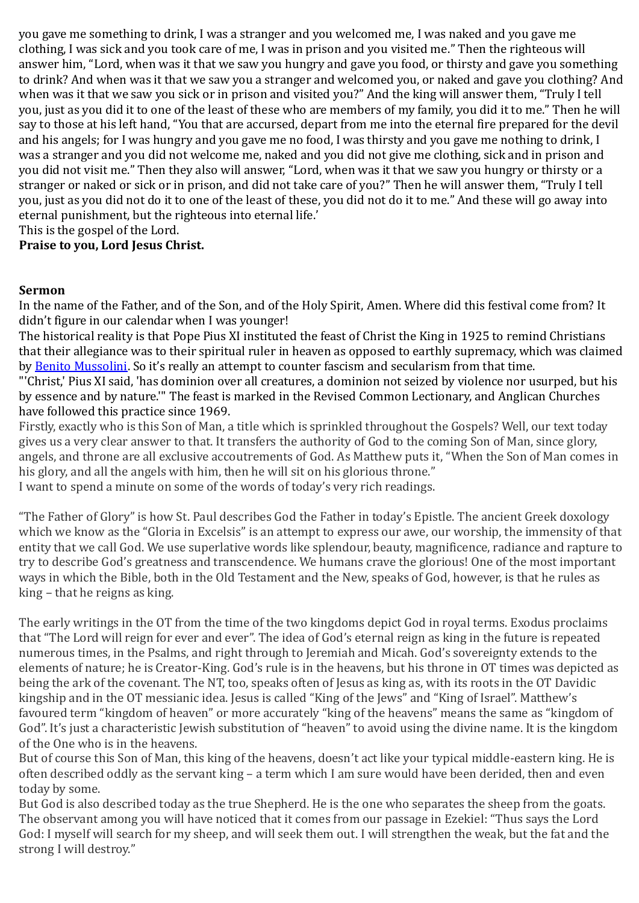you gave me something to drink, I was a stranger and you welcomed me, I was naked and you gave me clothing, I was sick and you took care of me, I was in prison and you visited me." Then the righteous will answer him, "Lord, when was it that we saw you hungry and gave you food, or thirsty and gave you something to drink? And when was it that we saw you a stranger and welcomed you, or naked and gave you clothing? And when was it that we saw you sick or in prison and visited you?" And the king will answer them, "Truly I tell you, just as you did it to one of the least of these who are members of my family, you did it to me." Then he will say to those at his left hand, "You that are accursed, depart from me into the eternal fire prepared for the devil and his angels; for I was hungry and you gave me no food, I was thirsty and you gave me nothing to drink, I was a stranger and you did not welcome me, naked and you did not give me clothing, sick and in prison and you did not visit me." Then they also will answer, "Lord, when was it that we saw you hungry or thirsty or a stranger or naked or sick or in prison, and did not take care of you?" Then he will answer them, "Truly I tell you, just as you did not do it to one of the least of these, you did not do it to me." And these will go away into eternal punishment, but the righteous into eternal life.'

This is the gospel of the Lord.

**Praise to you, Lord Jesus Christ.**

**Sermon**

In the name of the Father, and of the Son, and of the Holy Spirit, Amen. Where did this festival come from? It didn't figure in our calendar when I was younger!

The historical reality is that Pope Pius XI instituted the feast of Christ the King in 1925 to remind Christians that their allegiance was to their spiritual ruler in heaven as opposed to earthly supremacy, which was claimed by Benito Mussolini. So it's really an attempt to counter fascism and secularism from that time.

"'Christ,' Pius XI said, 'has dominion over all creatures, a dominion not seized by violence nor usurped, but his by essence and by nature.'" The feast is marked in the Revised Common Lectionary, and Anglican Churches have followed this practice since 1969.

Firstly, exactly who is this Son of Man, a title which is sprinkled throughout the Gospels? Well, our text today gives us a very clear answer to that. It transfers the authority of God to the coming Son of Man, since glory, angels, and throne are all exclusive accoutrements of God. As Matthew puts it, "When the Son of Man comes in his glory, and all the angels with him, then he will sit on his glorious throne."

I want to spend a minute on some of the words of today's very rich readings.

"The Father of Glory" is how St. Paul describes God the Father in today's Epistle. The ancient Greek doxology which we know as the "Gloria in Excelsis" is an attempt to express our awe, our worship, the immensity of that entity that we call God. We use superlative words like splendour, beauty, magnificence, radiance and rapture to try to describe God's greatness and transcendence. We humans crave the glorious! One of the most important ways in which the Bible, both in the Old Testament and the New, speaks of God, however, is that he rules as king – that he reigns as king.

The early writings in the OT from the time of the two kingdoms depict God in royal terms. Exodus proclaims that "The Lord will reign for ever and ever". The idea of God's eternal reign as king in the future is repeated numerous times, in the Psalms, and right through to Jeremiah and Micah. God's sovereignty extends to the elements of nature; he is Creator-King. God's rule is in the heavens, but his throne in OT times was depicted as being the ark of the covenant. The NT, too, speaks often of Jesus as king as, with its roots in the OT Davidic kingship and in the OT messianic idea. Jesus is called "King of the Jews" and "King of Israel". Matthew's favoured term "kingdom of heaven" or more accurately "king of the heavens" means the same as "kingdom of God". It's just a characteristic Jewish substitution of "heaven" to avoid using the divine name. It is the kingdom of the One who is in the heavens.

But of course this Son of Man, this king of the heavens, doesn't act like your typical middle-eastern king. He is often described oddly as the servant king – a term which I am sure would have been derided, then and even today by some.

But God is also described today as the true Shepherd. He is the one who separates the sheep from the goats. The observant among you will have noticed that it comes from our passage in Ezekiel: "Thus says the Lord God: I myself will search for my sheep, and will seek them out. I will strengthen the weak, but the fat and the strong I will destroy."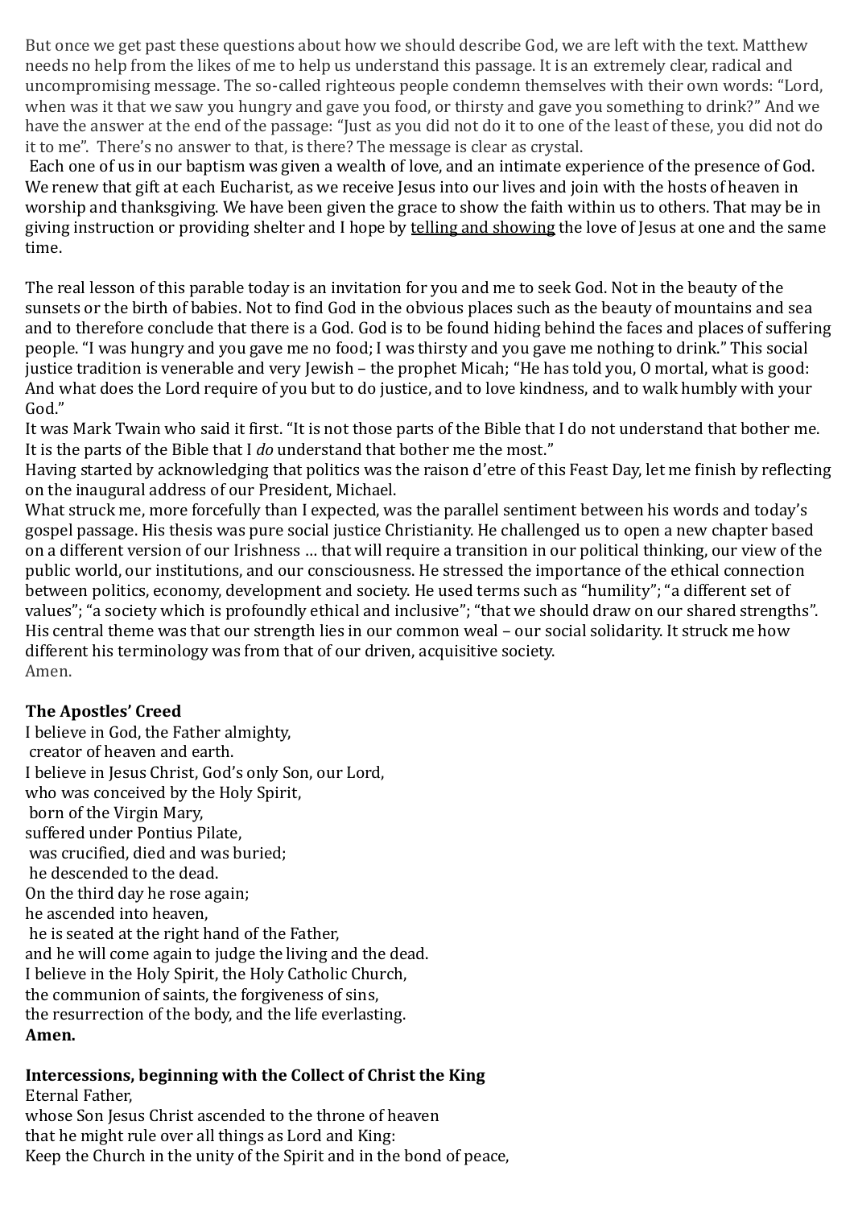But once we get past these questions about how we should describe God, we are left with the text. Matthew needs no help from the likes of me to help us understand this passage. It is an extremely clear, radical and uncompromising message. The so-called righteous people condemn themselves with their own words: "Lord, when was it that we saw you hungry and gave you food, or thirsty and gave you something to drink?" And we have the answer at the end of the passage: "Just as you did not do it to one of the least of these, you did not do it to me". There's no answer to that, is there? The message is clear as crystal.

Each one of us in our baptism was given a wealth of love, and an intimate experience of the presence of God. We renew that gift at each Eucharist, as we receive Jesus into our lives and join with the hosts of heaven in worship and thanksgiving. We have been given the grace to show the faith within us to others. That may be in giving instruction or providing shelter and I hope by telling and showing the love of Jesus at one and the same time.

The real lesson of this parable today is an invitation for you and me to seek God. Not in the beauty of the sunsets or the birth of babies. Not to find God in the obvious places such as the beauty of mountains and sea and to therefore conclude that there is a God. God is to be found hiding behind the faces and places of suffering people. "I was hungry and you gave me no food; I was thirsty and you gave me nothing to drink." This social justice tradition is venerable and very Jewish – the prophet Micah; "He has told you, O mortal, what is good: And what does the Lord require of you but to do justice, and to love kindness, and to walk humbly with your God."

It was Mark Twain who said it first. "It is not those parts of the Bible that I do not understand that bother me. It is the parts of the Bible that I *do* understand that bother me the most."

Having started by acknowledging that politics was the raison d'etre of this Feast Day, let me finish by reflecting on the inaugural address of our President, Michael.

What struck me, more forcefully than I expected, was the parallel sentiment between his words and today's gospel passage. His thesis was pure social justice Christianity. He challenged us to open a new chapter based on a different version of our Irishness … that will require a transition in our political thinking, our view of the public world, our institutions, and our consciousness. He stressed the importance of the ethical connection between politics, economy, development and society. He used terms such as "humility"; "a different set of values"; "a society which is profoundly ethical and inclusive"; "that we should draw on our shared strengths". His central theme was that our strength lies in our common weal – our social solidarity. It struck me how different his terminology was from that of our driven, acquisitive society.

Amen.

**The Apostles' Creed**

I believe in God, the Father almighty,
creator of heaven and earth.
I believe in Jesus Christ, God's only Son, our Lord,
who was conceived by the Holy Spirit,
born of the Virgin Mary,
suffered under Pontius Pilate,
was crucified, died and was buried;
he descended to the dead.
On the third day he rose again;
he ascended into heaven,
he is seated at the right hand of the Father,
and he will come again to judge the living and the dead.
I believe in the Holy Spirit, the Holy Catholic Church,
the communion of saints, the forgiveness of sins,
the resurrection of the body, and the life everlasting.
**Amen.**

**Intercessions, beginning with the Collect of Christ the King**

Eternal Father,
whose Son Jesus Christ ascended to the throne of heaven
that he might rule over all things as Lord and King:
Keep the Church in the unity of the Spirit and in the bond of peace,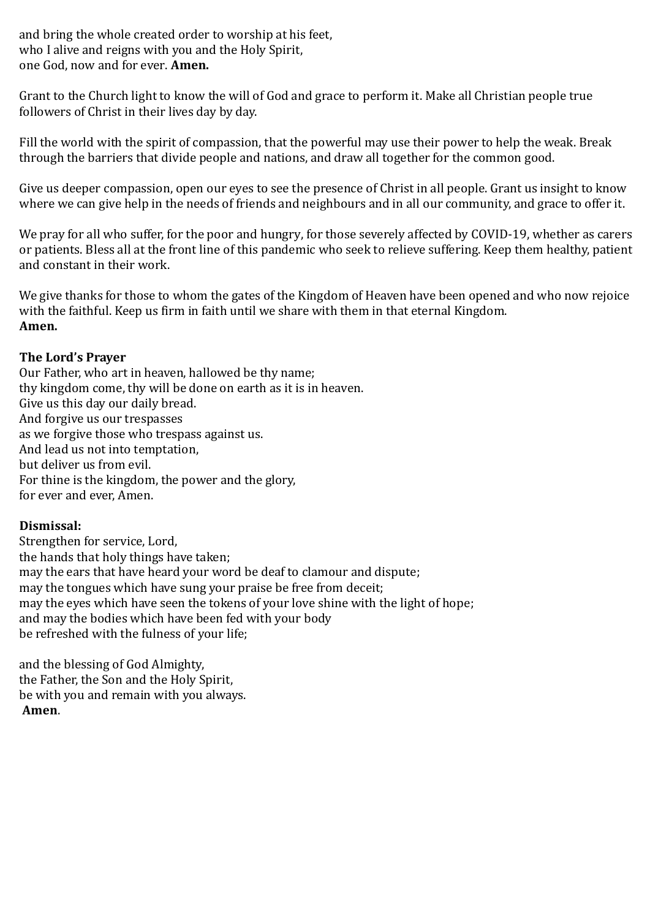and bring the whole created order to worship at his feet,
who I alive and reigns with you and the Holy Spirit,
one God, now and for ever. **Amen.**

Grant to the Church light to know the will of God and grace to perform it. Make all Christian people true followers of Christ in their lives day by day.

Fill the world with the spirit of compassion, that the powerful may use their power to help the weak. Break through the barriers that divide people and nations, and draw all together for the common good.

Give us deeper compassion, open our eyes to see the presence of Christ in all people. Grant us insight to know where we can give help in the needs of friends and neighbours and in all our community, and grace to offer it.

We pray for all who suffer, for the poor and hungry, for those severely affected by COVID-19, whether as carers or patients. Bless all at the front line of this pandemic who seek to relieve suffering. Keep them healthy, patient and constant in their work.

We give thanks for those to whom the gates of the Kingdom of Heaven have been opened and who now rejoice with the faithful. Keep us firm in faith until we share with them in that eternal Kingdom.
**Amen.**

**The Lord's Prayer**
Our Father, who art in heaven, hallowed be thy name;
thy kingdom come, thy will be done on earth as it is in heaven.
Give us this day our daily bread.
And forgive us our trespasses
as we forgive those who trespass against us.
And lead us not into temptation,
but deliver us from evil.
For thine is the kingdom, the power and the glory,
for ever and ever, Amen.

**Dismissal:**
Strengthen for service, Lord,
the hands that holy things have taken;
may the ears that have heard your word be deaf to clamour and dispute;
may the tongues which have sung your praise be free from deceit;
may the eyes which have seen the tokens of your love shine with the light of hope;
and may the bodies which have been fed with your body
be refreshed with the fulness of your life;

and the blessing of God Almighty,
the Father, the Son and the Holy Spirit,
be with you and remain with you always.
**Amen**.